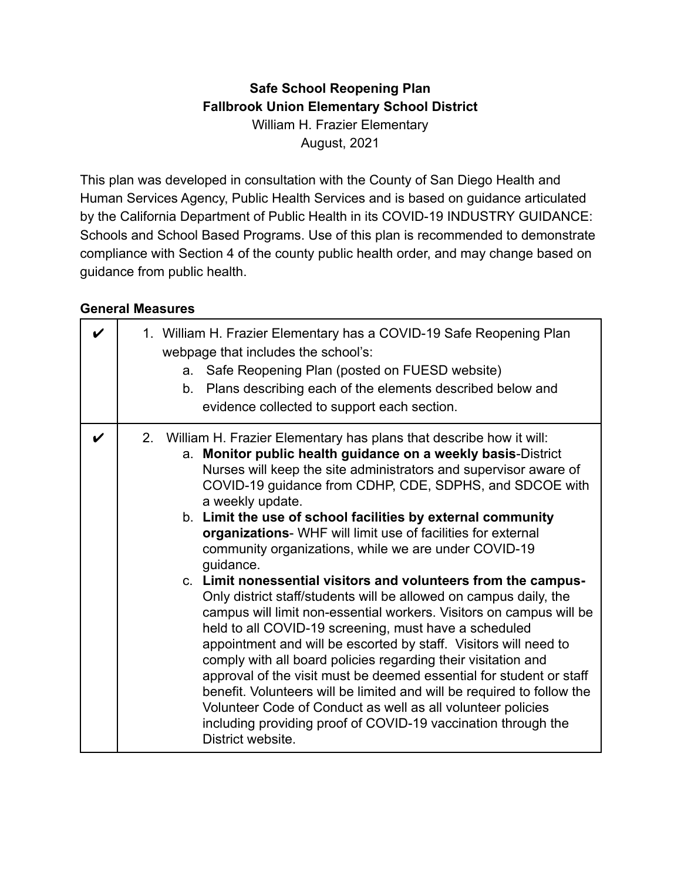**Safe School Reopening Plan**
**Fallbrook Union Elementary School District**
William H. Frazier Elementary
August, 2021

This plan was developed in consultation with the County of San Diego Health and Human Services Agency, Public Health Services and is based on guidance articulated by the California Department of Public Health in its COVID-19 INDUSTRY GUIDANCE: Schools and School Based Programs. Use of this plan is recommended to demonstrate compliance with Section 4 of the county public health order, and may change based on guidance from public health.

**General Measures**

| | |
|---|---|
| ✔ | 1. William H. Frazier Elementary has a COVID-19 Safe Reopening Plan webpage that includes the school's:<br>a. Safe Reopening Plan (posted on FUESD website)<br>b. Plans describing each of the elements described below and evidence collected to support each section. |
| ✔ | 2. William H. Frazier Elementary has plans that describe how it will:<br>a. **Monitor public health guidance on a weekly basis**-District Nurses will keep the site administrators and supervisor aware of COVID-19 guidance from CDHP, CDE, SDPHS, and SDCOE with a weekly update.<br>b. **Limit the use of school facilities by external community organizations**- WHF will limit use of facilities for external community organizations, while we are under COVID-19 guidance.<br>c. **Limit nonessential visitors and volunteers from the campus-** Only district staff/students will be allowed on campus daily, the campus will limit non-essential workers. Visitors on campus will be held to all COVID-19 screening, must have a scheduled appointment and will be escorted by staff. Visitors will need to comply with all board policies regarding their visitation and approval of the visit must be deemed essential for student or staff benefit. Volunteers will be limited and will be required to follow the Volunteer Code of Conduct as well as all volunteer policies including providing proof of COVID-19 vaccination through the District website. |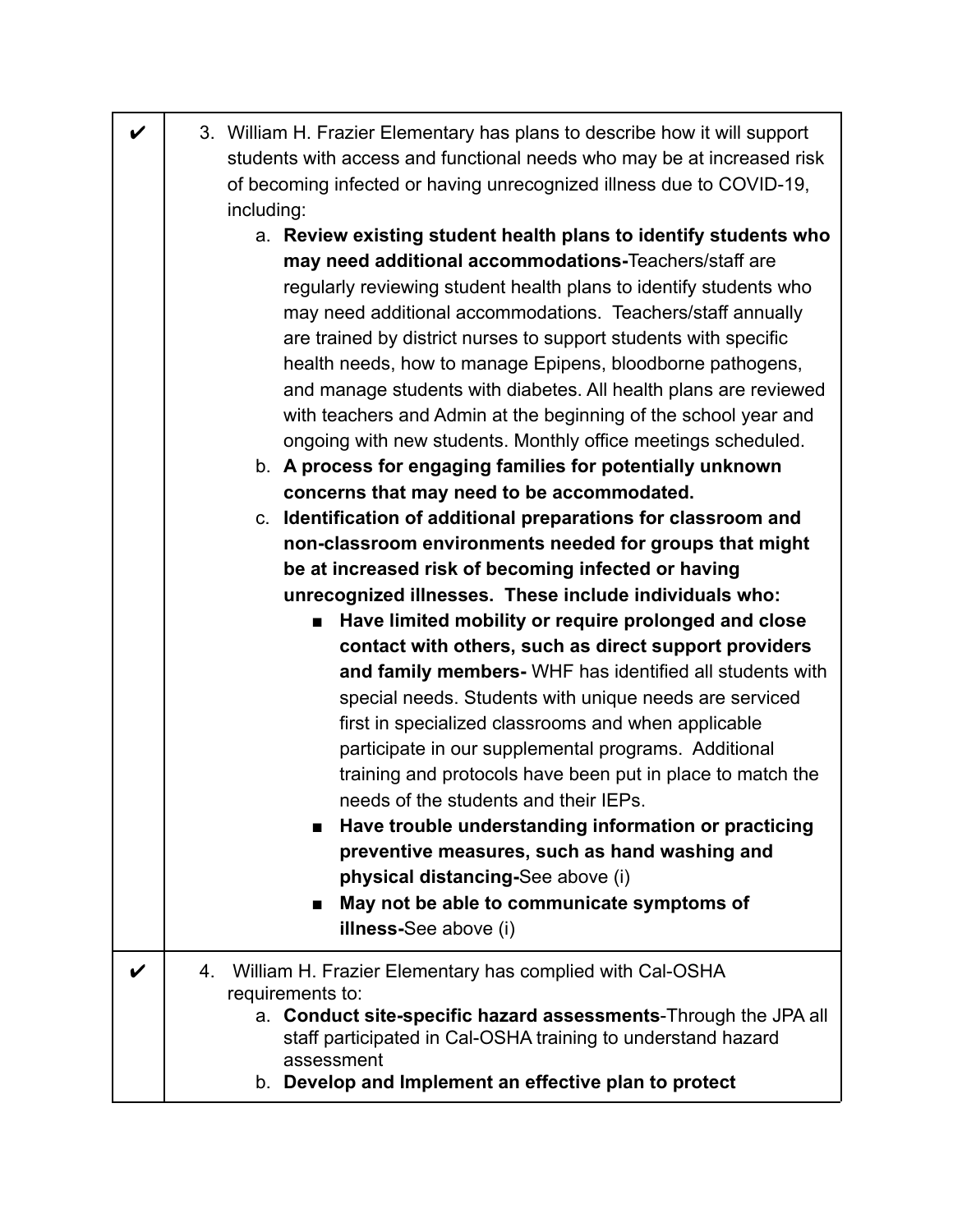| | |
|---|---|
| ✔ | 3. William H. Frazier Elementary has plans to describe how it will support students with access and functional needs who may be at increased risk of becoming infected or having unrecognized illness due to COVID-19, including:<br>a. **Review existing student health plans to identify students who may need additional accommodations-**Teachers/staff are regularly reviewing student health plans to identify students who may need additional accommodations. Teachers/staff annually are trained by district nurses to support students with specific health needs, how to manage Epipens, bloodborne pathogens, and manage students with diabetes. All health plans are reviewed with teachers and Admin at the beginning of the school year and ongoing with new students. Monthly office meetings scheduled.<br>b. **A process for engaging families for potentially unknown concerns that may need to be accommodated.**<br>c. **Identification of additional preparations for classroom and non-classroom environments needed for groups that might be at increased risk of becoming infected or having unrecognized illnesses. These include individuals who:**<br>■ **Have limited mobility or require prolonged and close contact with others, such as direct support providers and family members-** WHF has identified all students with special needs. Students with unique needs are serviced first in specialized classrooms and when applicable participate in our supplemental programs. Additional training and protocols have been put in place to match the needs of the students and their IEPs.<br>■ **Have trouble understanding information or practicing preventive measures, such as hand washing and physical distancing-**See above (i)<br>■ **May not be able to communicate symptoms of illness-**See above (i) |
| ✔ | 4. William H. Frazier Elementary has complied with Cal-OSHA requirements to:<br>a. **Conduct site-specific hazard assessments**-Through the JPA all staff participated in Cal-OSHA training to understand hazard assessment<br>b. **Develop and Implement an effective plan to protect** |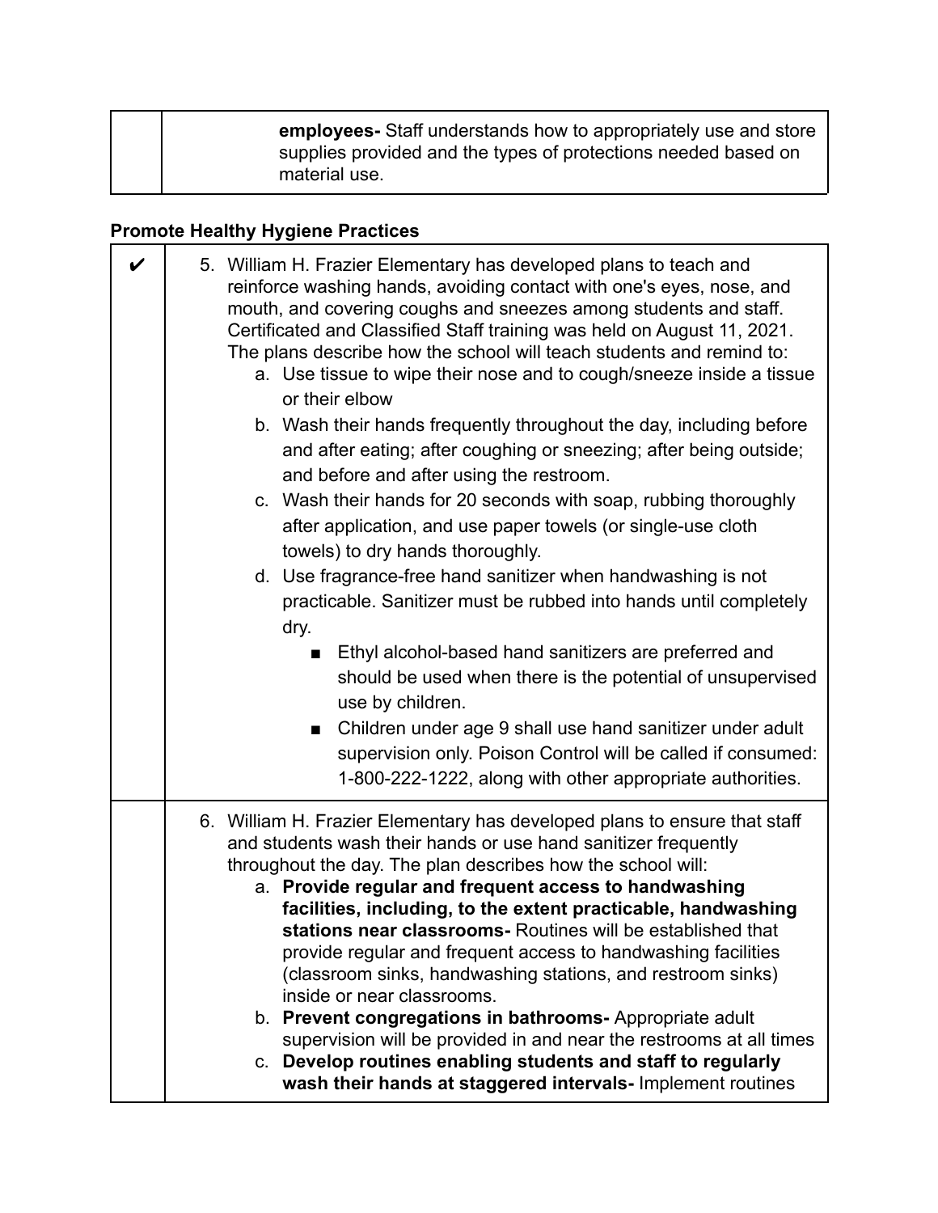| | |
|---|---|
| | **employees-** Staff understands how to appropriately use and store supplies provided and the types of protections needed based on material use. |

### Promote Healthy Hygiene Practices

| | |
|---|---|
| ✔ | 5. William H. Frazier Elementary has developed plans to teach and reinforce washing hands, avoiding contact with one's eyes, nose, and mouth, and covering coughs and sneezes among students and staff. Certificated and Classified Staff training was held on August 11, 2021. The plans describe how the school will teach students and remind to:<br>a. Use tissue to wipe their nose and to cough/sneeze inside a tissue or their elbow<br>b. Wash their hands frequently throughout the day, including before and after eating; after coughing or sneezing; after being outside; and before and after using the restroom.<br>c. Wash their hands for 20 seconds with soap, rubbing thoroughly after application, and use paper towels (or single-use cloth towels) to dry hands thoroughly.<br>d. Use fragrance-free hand sanitizer when handwashing is not practicable. Sanitizer must be rubbed into hands until completely dry.<br>■ Ethyl alcohol-based hand sanitizers are preferred and should be used when there is the potential of unsupervised use by children.<br>■ Children under age 9 shall use hand sanitizer under adult supervision only. Poison Control will be called if consumed: 1-800-222-1222, along with other appropriate authorities. |
| | 6. William H. Frazier Elementary has developed plans to ensure that staff and students wash their hands or use hand sanitizer frequently throughout the day. The plan describes how the school will:<br>a. **Provide regular and frequent access to handwashing facilities, including, to the extent practicable, handwashing stations near classrooms-** Routines will be established that provide regular and frequent access to handwashing facilities (classroom sinks, handwashing stations, and restroom sinks) inside or near classrooms.<br>b. **Prevent congregations in bathrooms-** Appropriate adult supervision will be provided in and near the restrooms at all times<br>c. **Develop routines enabling students and staff to regularly wash their hands at staggered intervals-** Implement routines |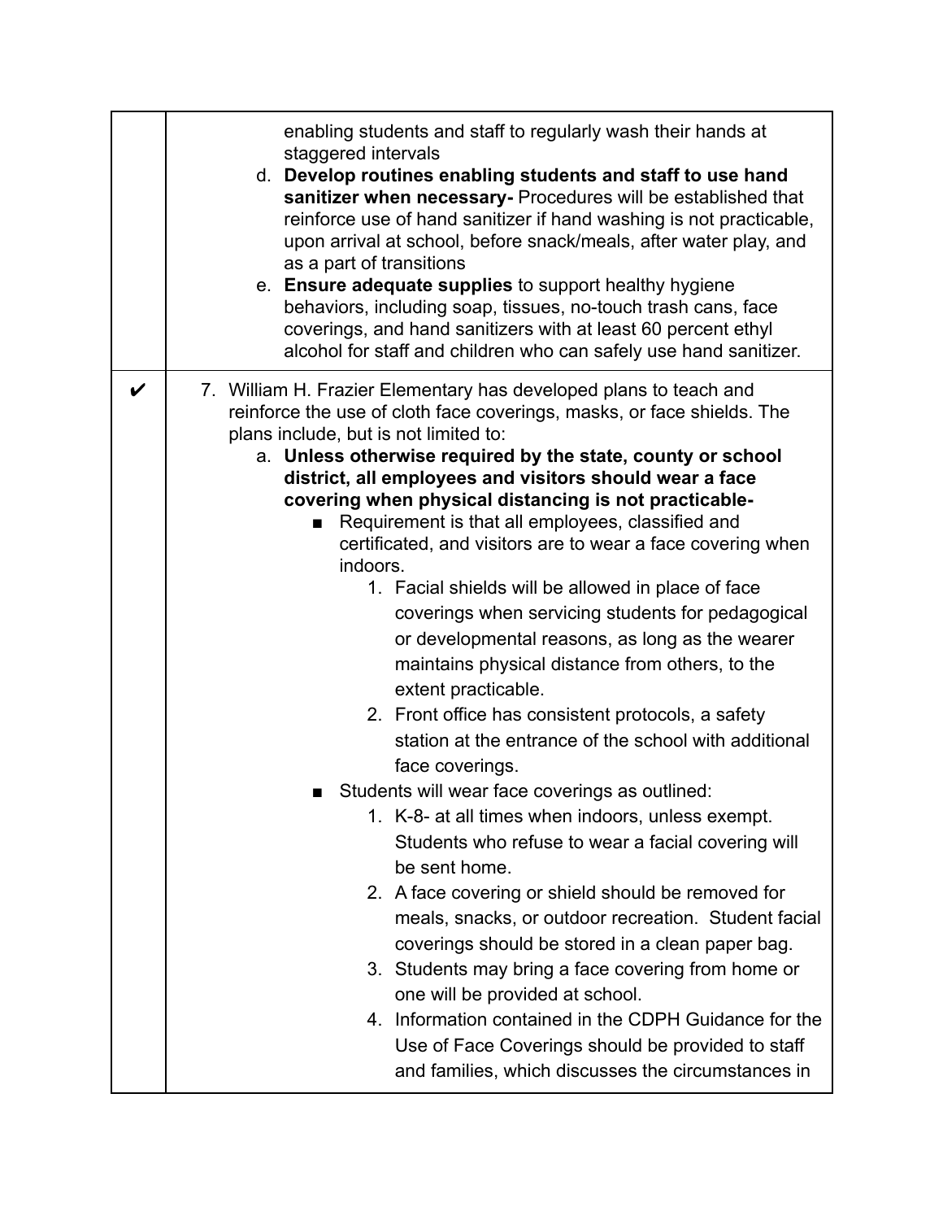| | |
|---|---|
| | enabling students and staff to regularly wash their hands at staggered intervals<br>d. **Develop routines enabling students and staff to use hand sanitizer when necessary-** Procedures will be established that reinforce use of hand sanitizer if hand washing is not practicable, upon arrival at school, before snack/meals, after water play, and as a part of transitions<br>e. **Ensure adequate supplies** to support healthy hygiene behaviors, including soap, tissues, no-touch trash cans, face coverings, and hand sanitizers with at least 60 percent ethyl alcohol for staff and children who can safely use hand sanitizer. |
| ✔ | 7. William H. Frazier Elementary has developed plans to teach and reinforce the use of cloth face coverings, masks, or face shields. The plans include, but is not limited to:<br>a. **Unless otherwise required by the state, county or school district, all employees and visitors should wear a face covering when physical distancing is not practicable-**<br>■ Requirement is that all employees, classified and certificated, and visitors are to wear a face covering when indoors.<br>1. Facial shields will be allowed in place of face coverings when servicing students for pedagogical or developmental reasons, as long as the wearer maintains physical distance from others, to the extent practicable.<br>2. Front office has consistent protocols, a safety station at the entrance of the school with additional face coverings.<br>■ Students will wear face coverings as outlined:<br>1. K-8- at all times when indoors, unless exempt. Students who refuse to wear a facial covering will be sent home.<br>2. A face covering or shield should be removed for meals, snacks, or outdoor recreation. Student facial coverings should be stored in a clean paper bag.<br>3. Students may bring a face covering from home or one will be provided at school.<br>4. Information contained in the CDPH Guidance for the Use of Face Coverings should be provided to staff and families, which discusses the circumstances in |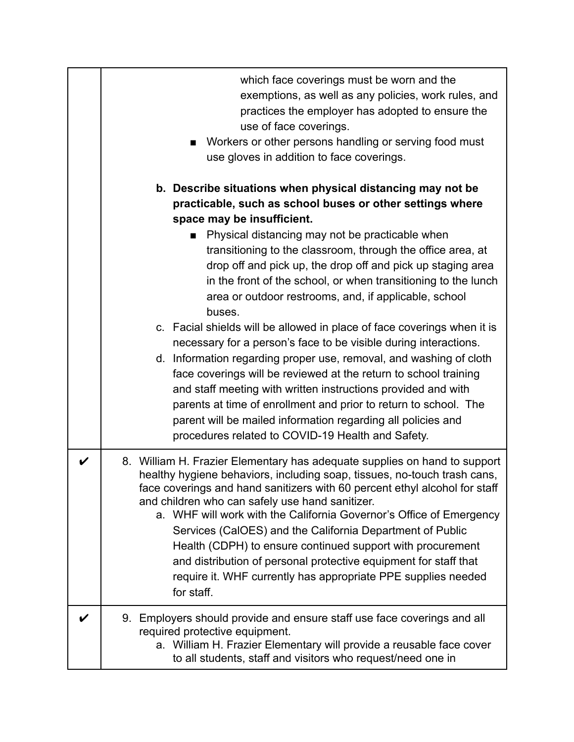| | |
|---|---|
| | which face coverings must be worn and the exemptions, as well as any policies, work rules, and practices the employer has adopted to ensure the use of face coverings.<br>■ Workers or other persons handling or serving food must use gloves in addition to face coverings.<br><br>**b. Describe situations when physical distancing may not be practicable, such as school buses or other settings where space may be insufficient.**<br>■ Physical distancing may not be practicable when transitioning to the classroom, through the office area, at drop off and pick up, the drop off and pick up staging area in the front of the school, or when transitioning to the lunch area or outdoor restrooms, and, if applicable, school buses.<br>c. Facial shields will be allowed in place of face coverings when it is necessary for a person's face to be visible during interactions.<br>d. Information regarding proper use, removal, and washing of cloth face coverings will be reviewed at the return to school training and staff meeting with written instructions provided and with parents at time of enrollment and prior to return to school. The parent will be mailed information regarding all policies and procedures related to COVID-19 Health and Safety. |
| ✔ | 8. William H. Frazier Elementary has adequate supplies on hand to support healthy hygiene behaviors, including soap, tissues, no-touch trash cans, face coverings and hand sanitizers with 60 percent ethyl alcohol for staff and children who can safely use hand sanitizer.<br>a. WHF will work with the California Governor's Office of Emergency Services (CalOES) and the California Department of Public Health (CDPH) to ensure continued support with procurement and distribution of personal protective equipment for staff that require it. WHF currently has appropriate PPE supplies needed for staff. |
| ✔ | 9. Employers should provide and ensure staff use face coverings and all required protective equipment.<br>a. William H. Frazier Elementary will provide a reusable face cover to all students, staff and visitors who request/need one in |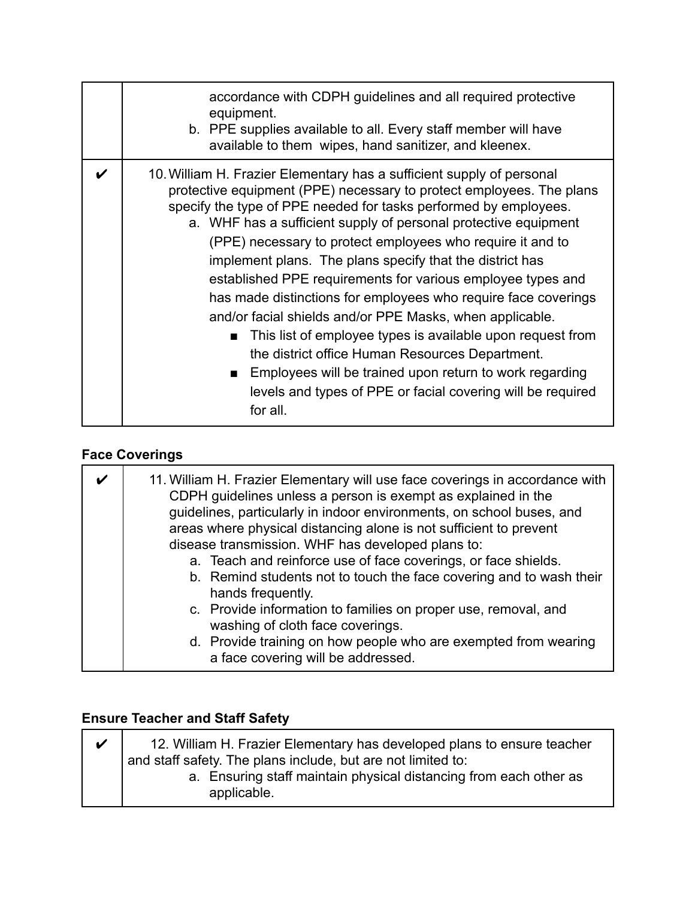| | |
|---|---|
| | accordance with CDPH guidelines and all required protective equipment.<br>b. PPE supplies available to all. Every staff member will have available to them wipes, hand sanitizer, and kleenex. |
| ✔ | 10. William H. Frazier Elementary has a sufficient supply of personal protective equipment (PPE) necessary to protect employees. The plans specify the type of PPE needed for tasks performed by employees.<br>a. WHF has a sufficient supply of personal protective equipment (PPE) necessary to protect employees who require it and to implement plans. The plans specify that the district has established PPE requirements for various employee types and has made distinctions for employees who require face coverings and/or facial shields and/or PPE Masks, when applicable.<br>■ This list of employee types is available upon request from the district office Human Resources Department.<br>■ Employees will be trained upon return to work regarding levels and types of PPE or facial covering will be required for all. |

**Face Coverings**

| | |
|---|---|
| ✔ | 11. William H. Frazier Elementary will use face coverings in accordance with CDPH guidelines unless a person is exempt as explained in the guidelines, particularly in indoor environments, on school buses, and areas where physical distancing alone is not sufficient to prevent disease transmission. WHF has developed plans to:<br>a. Teach and reinforce use of face coverings, or face shields.<br>b. Remind students not to touch the face covering and to wash their hands frequently.<br>c. Provide information to families on proper use, removal, and washing of cloth face coverings.<br>d. Provide training on how people who are exempted from wearing a face covering will be addressed. |

**Ensure Teacher and Staff Safety**

| | |
|---|---|
| ✔ | 12. William H. Frazier Elementary has developed plans to ensure teacher and staff safety. The plans include, but are not limited to:<br>a. Ensuring staff maintain physical distancing from each other as applicable. |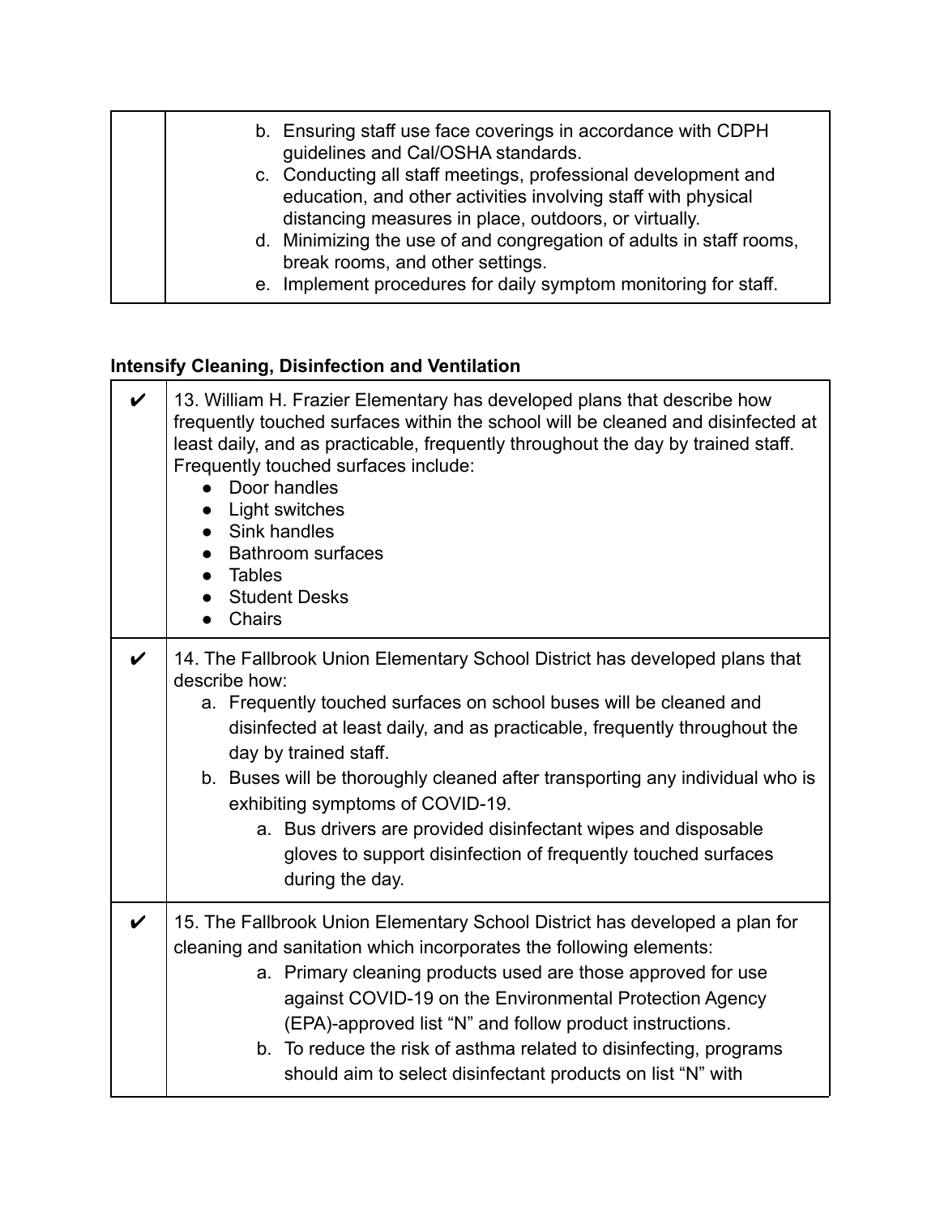| | |
|---|---|
| | b. Ensuring staff use face coverings in accordance with CDPH guidelines and Cal/OSHA standards.<br>c. Conducting all staff meetings, professional development and education, and other activities involving staff with physical distancing measures in place, outdoors, or virtually.<br>d. Minimizing the use of and congregation of adults in staff rooms, break rooms, and other settings.<br>e. Implement procedures for daily symptom monitoring for staff. |

**Intensify Cleaning, Disinfection and Ventilation**

| | |
|---|---|
| ✔ | 13. William H. Frazier Elementary has developed plans that describe how frequently touched surfaces within the school will be cleaned and disinfected at least daily, and as practicable, frequently throughout the day by trained staff. Frequently touched surfaces include:<br>● Door handles<br>● Light switches<br>● Sink handles<br>● Bathroom surfaces<br>● Tables<br>● Student Desks<br>● Chairs |
| ✔ | 14. The Fallbrook Union Elementary School District has developed plans that describe how:<br>a. Frequently touched surfaces on school buses will be cleaned and disinfected at least daily, and as practicable, frequently throughout the day by trained staff.<br>b. Buses will be thoroughly cleaned after transporting any individual who is exhibiting symptoms of COVID-19.<br>a. Bus drivers are provided disinfectant wipes and disposable gloves to support disinfection of frequently touched surfaces during the day. |
| ✔ | 15. The Fallbrook Union Elementary School District has developed a plan for cleaning and sanitation which incorporates the following elements:<br>a. Primary cleaning products used are those approved for use against COVID-19 on the Environmental Protection Agency (EPA)-approved list "N" and follow product instructions.<br>b. To reduce the risk of asthma related to disinfecting, programs should aim to select disinfectant products on list "N" with |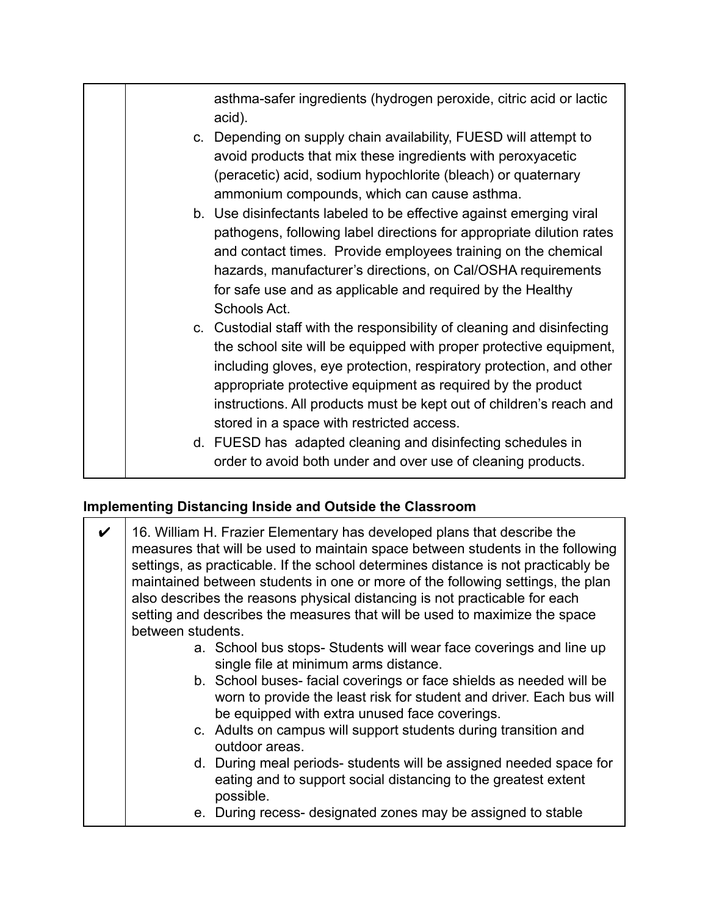| | |
|---|---|
| | asthma-safer ingredients (hydrogen peroxide, citric acid or lactic acid).<br>c. Depending on supply chain availability, FUESD will attempt to avoid products that mix these ingredients with peroxyacetic (peracetic) acid, sodium hypochlorite (bleach) or quaternary ammonium compounds, which can cause asthma.<br>b. Use disinfectants labeled to be effective against emerging viral pathogens, following label directions for appropriate dilution rates and contact times. Provide employees training on the chemical hazards, manufacturer's directions, on Cal/OSHA requirements for safe use and as applicable and required by the Healthy Schools Act.<br>c. Custodial staff with the responsibility of cleaning and disinfecting the school site will be equipped with proper protective equipment, including gloves, eye protection, respiratory protection, and other appropriate protective equipment as required by the product instructions. All products must be kept out of children's reach and stored in a space with restricted access.<br>d. FUESD has adapted cleaning and disinfecting schedules in order to avoid both under and over use of cleaning products. |

**Implementing Distancing Inside and Outside the Classroom**

| | |
|---|---|
| ✔ | 16. William H. Frazier Elementary has developed plans that describe the measures that will be used to maintain space between students in the following settings, as practicable. If the school determines distance is not practicably be maintained between students in one or more of the following settings, the plan also describes the reasons physical distancing is not practicable for each setting and describes the measures that will be used to maximize the space between students.<br>a. School bus stops- Students will wear face coverings and line up single file at minimum arms distance.<br>b. School buses- facial coverings or face shields as needed will be worn to provide the least risk for student and driver. Each bus will be equipped with extra unused face coverings.<br>c. Adults on campus will support students during transition and outdoor areas.<br>d. During meal periods- students will be assigned needed space for eating and to support social distancing to the greatest extent possible.<br>e. During recess- designated zones may be assigned to stable |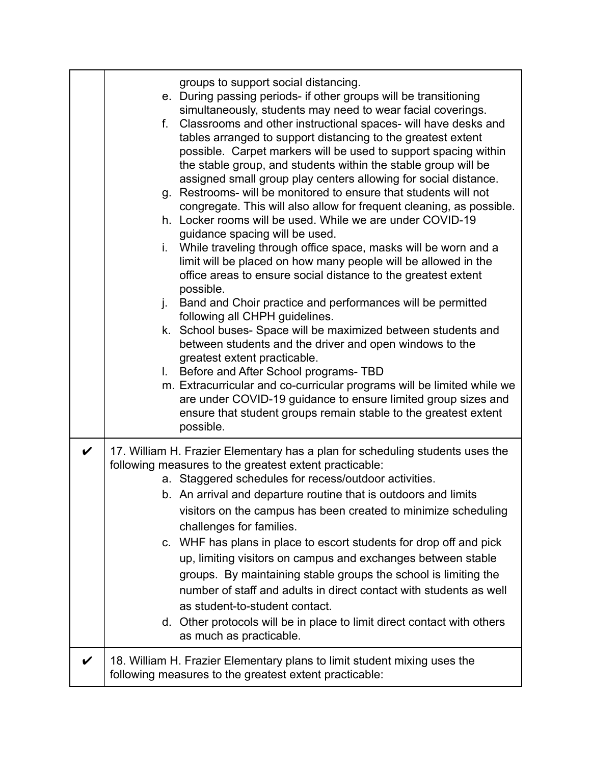| | |
|---|---|
| | groups to support social distancing.<br>e. During passing periods- if other groups will be transitioning simultaneously, students may need to wear facial coverings.<br>f. Classrooms and other instructional spaces- will have desks and tables arranged to support distancing to the greatest extent possible. Carpet markers will be used to support spacing within the stable group, and students within the stable group will be assigned small group play centers allowing for social distance.<br>g. Restrooms- will be monitored to ensure that students will not congregate. This will also allow for frequent cleaning, as possible.<br>h. Locker rooms will be used. While we are under COVID-19 guidance spacing will be used.<br>i. While traveling through office space, masks will be worn and a limit will be placed on how many people will be allowed in the office areas to ensure social distance to the greatest extent possible.<br>j. Band and Choir practice and performances will be permitted following all CHPH guidelines.<br>k. School buses- Space will be maximized between students and between students and the driver and open windows to the greatest extent practicable.<br>l. Before and After School programs- TBD<br>m. Extracurricular and co-curricular programs will be limited while we are under COVID-19 guidance to ensure limited group sizes and ensure that student groups remain stable to the greatest extent possible. |
| ✔ | 17. William H. Frazier Elementary has a plan for scheduling students uses the following measures to the greatest extent practicable:<br>a. Staggered schedules for recess/outdoor activities.<br>b. An arrival and departure routine that is outdoors and limits visitors on the campus has been created to minimize scheduling challenges for families.<br>c. WHF has plans in place to escort students for drop off and pick up, limiting visitors on campus and exchanges between stable groups. By maintaining stable groups the school is limiting the number of staff and adults in direct contact with students as well as student-to-student contact.<br>d. Other protocols will be in place to limit direct contact with others as much as practicable. |
| ✔ | 18. William H. Frazier Elementary plans to limit student mixing uses the following measures to the greatest extent practicable: |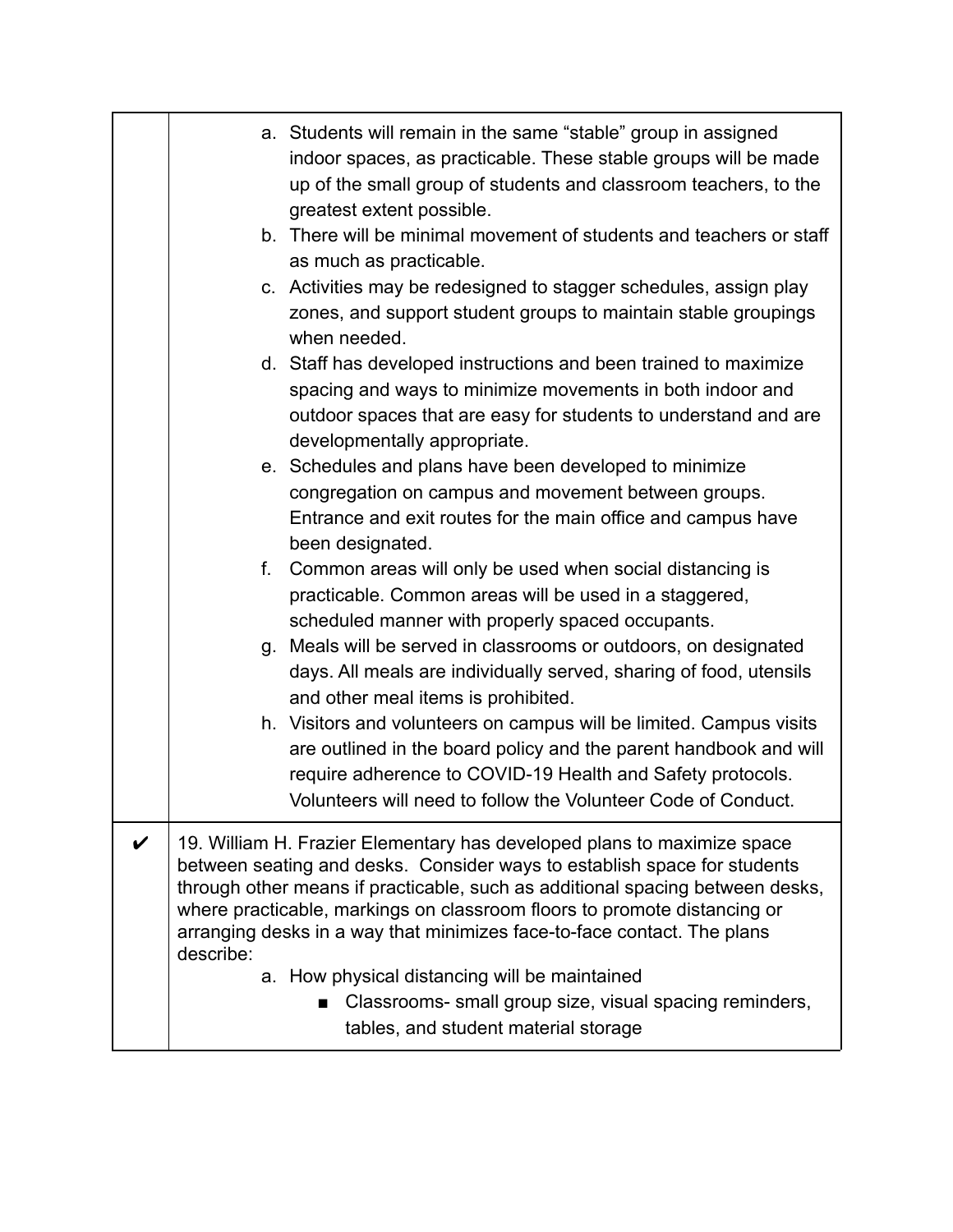| | |
|---|---|
| | a. Students will remain in the same “stable” group in assigned indoor spaces, as practicable. These stable groups will be made up of the small group of students and classroom teachers, to the greatest extent possible.<br>b. There will be minimal movement of students and teachers or staff as much as practicable.<br>c. Activities may be redesigned to stagger schedules, assign play zones, and support student groups to maintain stable groupings when needed.<br>d. Staff has developed instructions and been trained to maximize spacing and ways to minimize movements in both indoor and outdoor spaces that are easy for students to understand and are developmentally appropriate.<br>e. Schedules and plans have been developed to minimize congregation on campus and movement between groups. Entrance and exit routes for the main office and campus have been designated.<br>f. Common areas will only be used when social distancing is practicable. Common areas will be used in a staggered, scheduled manner with properly spaced occupants.<br>g. Meals will be served in classrooms or outdoors, on designated days. All meals are individually served, sharing of food, utensils and other meal items is prohibited.<br>h. Visitors and volunteers on campus will be limited. Campus visits are outlined in the board policy and the parent handbook and will require adherence to COVID-19 Health and Safety protocols. Volunteers will need to follow the Volunteer Code of Conduct. |
| ✔ | 19. William H. Frazier Elementary has developed plans to maximize space between seating and desks. Consider ways to establish space for students through other means if practicable, such as additional spacing between desks, where practicable, markings on classroom floors to promote distancing or arranging desks in a way that minimizes face-to-face contact. The plans describe:<br>a. How physical distancing will be maintained<br>■ Classrooms- small group size, visual spacing reminders, tables, and student material storage |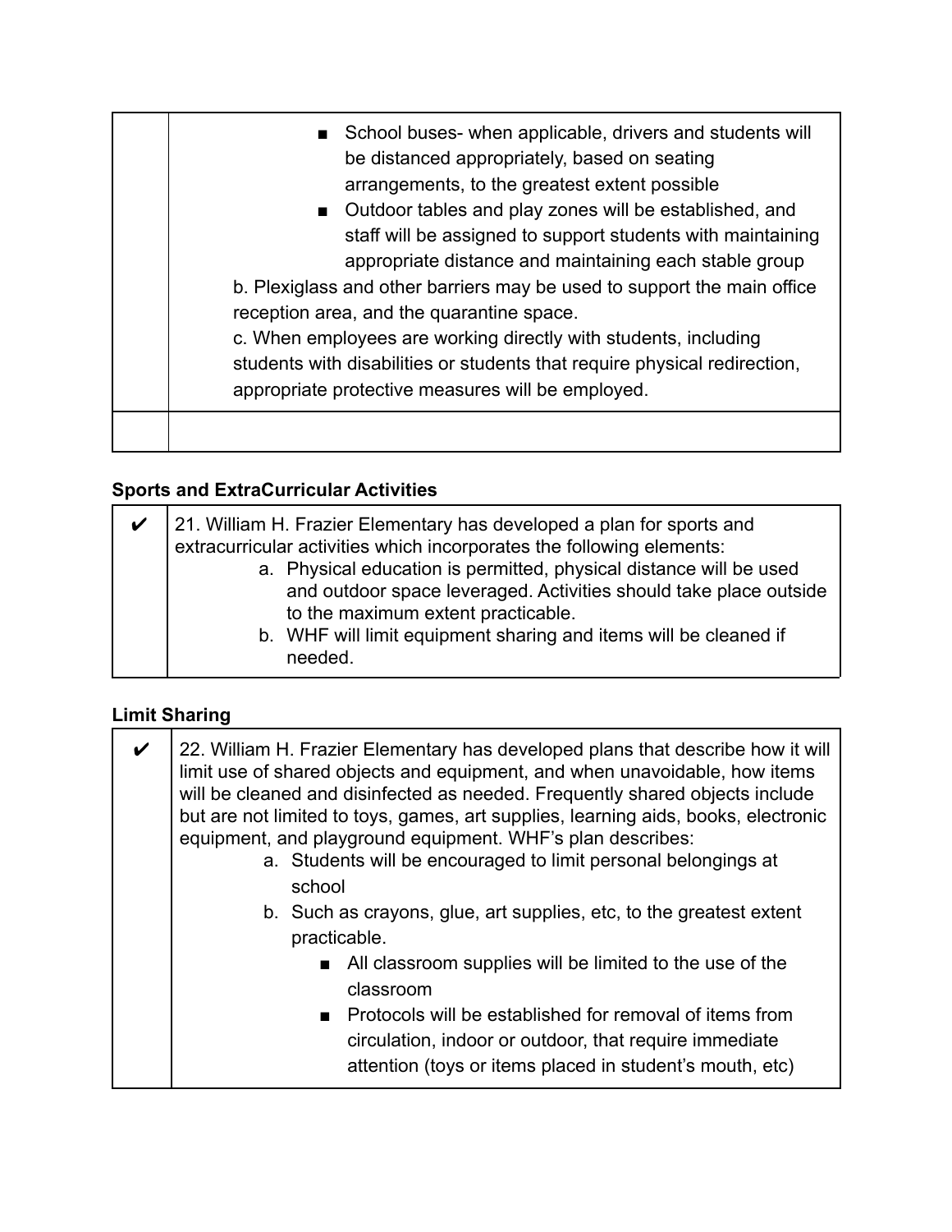| | |
|---|---|
| | ■ School buses- when applicable, drivers and students will be distanced appropriately, based on seating arrangements, to the greatest extent possible<br>■ Outdoor tables and play zones will be established, and staff will be assigned to support students with maintaining appropriate distance and maintaining each stable group<br>b. Plexiglass and other barriers may be used to support the main office reception area, and the quarantine space.<br>c. When employees are working directly with students, including students with disabilities or students that require physical redirection, appropriate protective measures will be employed. |
| | |

**Sports and ExtraCurricular Activities**

| | |
|---|---|
| ✔ | 21. William H. Frazier Elementary has developed a plan for sports and extracurricular activities which incorporates the following elements:<br>a. Physical education is permitted, physical distance will be used and outdoor space leveraged. Activities should take place outside to the maximum extent practicable.<br>b. WHF will limit equipment sharing and items will be cleaned if needed. |

**Limit Sharing**

| | |
|---|---|
| ✔ | 22. William H. Frazier Elementary has developed plans that describe how it will limit use of shared objects and equipment, and when unavoidable, how items will be cleaned and disinfected as needed. Frequently shared objects include but are not limited to toys, games, art supplies, learning aids, books, electronic equipment, and playground equipment. WHF's plan describes:<br>a. Students will be encouraged to limit personal belongings at school<br>b. Such as crayons, glue, art supplies, etc, to the greatest extent practicable.<br>■ All classroom supplies will be limited to the use of the classroom<br>■ Protocols will be established for removal of items from circulation, indoor or outdoor, that require immediate attention (toys or items placed in student's mouth, etc) |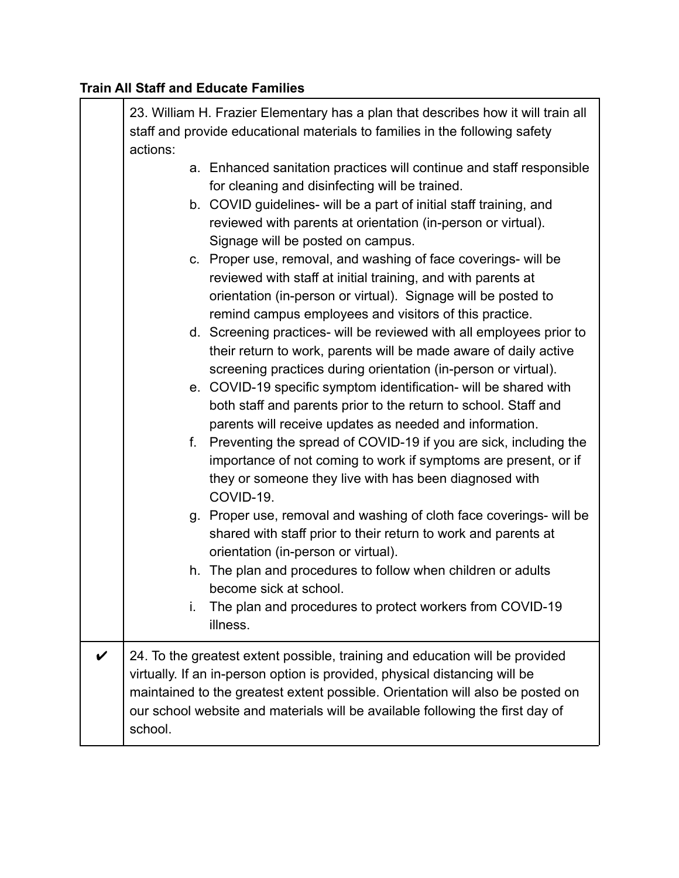**Train All Staff and Educate Families**

| | |
|---|---|
| | 23. William H. Frazier Elementary has a plan that describes how it will train all staff and provide educational materials to families in the following safety actions:<br>a. Enhanced sanitation practices will continue and staff responsible for cleaning and disinfecting will be trained.<br>b. COVID guidelines- will be a part of initial staff training, and reviewed with parents at orientation (in-person or virtual). Signage will be posted on campus.<br>c. Proper use, removal, and washing of face coverings- will be reviewed with staff at initial training, and with parents at orientation (in-person or virtual). Signage will be posted to remind campus employees and visitors of this practice.<br>d. Screening practices- will be reviewed with all employees prior to their return to work, parents will be made aware of daily active screening practices during orientation (in-person or virtual).<br>e. COVID-19 specific symptom identification- will be shared with both staff and parents prior to the return to school. Staff and parents will receive updates as needed and information.<br>f. Preventing the spread of COVID-19 if you are sick, including the importance of not coming to work if symptoms are present, or if they or someone they live with has been diagnosed with COVID-19.<br>g. Proper use, removal and washing of cloth face coverings- will be shared with staff prior to their return to work and parents at orientation (in-person or virtual).<br>h. The plan and procedures to follow when children or adults become sick at school.<br>i. The plan and procedures to protect workers from COVID-19 illness. |
| ✔ | 24. To the greatest extent possible, training and education will be provided virtually. If an in-person option is provided, physical distancing will be maintained to the greatest extent possible. Orientation will also be posted on our school website and materials will be available following the first day of school. |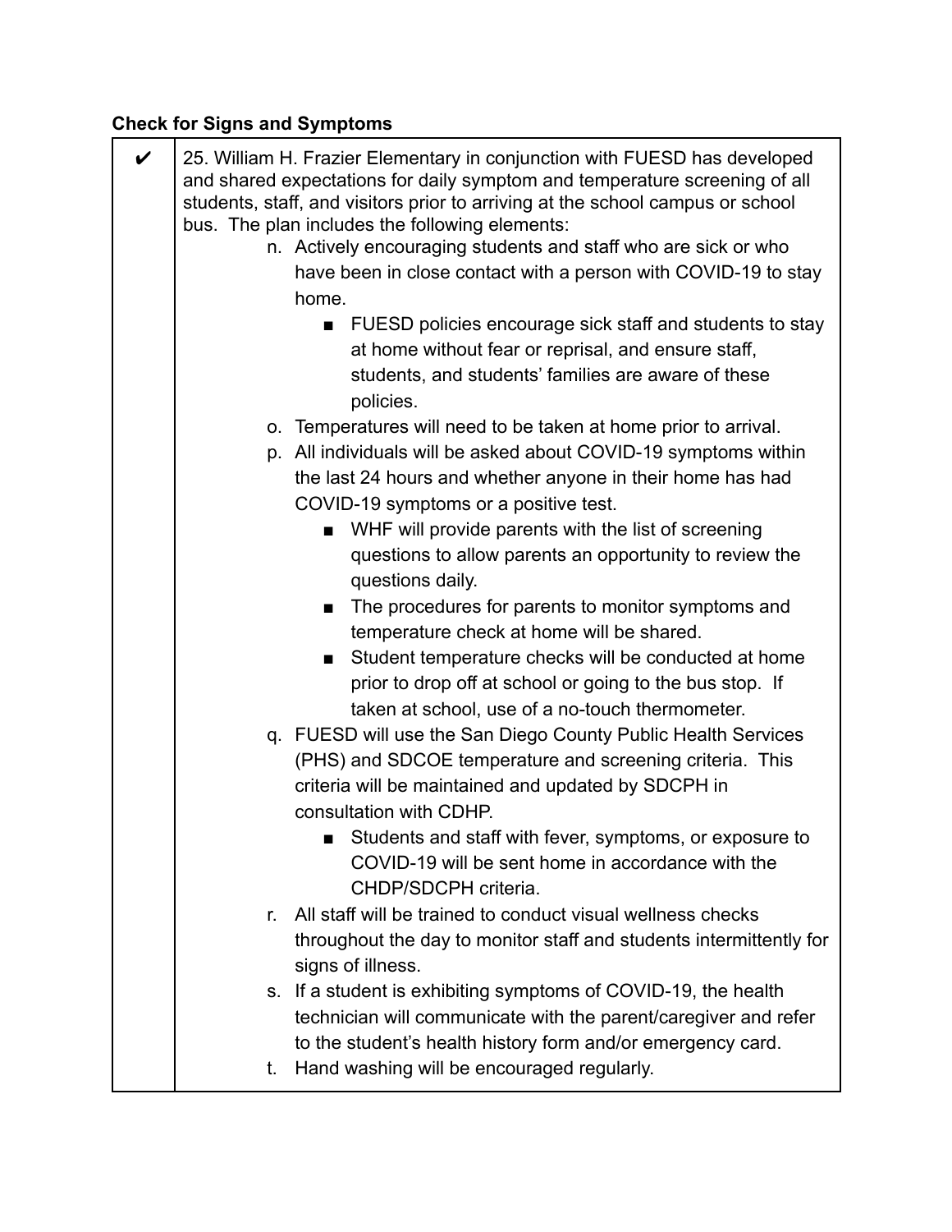**Check for Signs and Symptoms**

| ✔ | 25. William H. Frazier Elementary in conjunction with FUESD has developed and shared expectations for daily symptom and temperature screening of all students, staff, and visitors prior to arriving at the school campus or school bus. The plan includes the following elements:<br>n. Actively encouraging students and staff who are sick or who have been in close contact with a person with COVID-19 to stay home.<br>■ FUESD policies encourage sick staff and students to stay at home without fear or reprisal, and ensure staff, students, and students' families are aware of these policies.<br>o. Temperatures will need to be taken at home prior to arrival.<br>p. All individuals will be asked about COVID-19 symptoms within the last 24 hours and whether anyone in their home has had COVID-19 symptoms or a positive test.<br>■ WHF will provide parents with the list of screening questions to allow parents an opportunity to review the questions daily.<br>■ The procedures for parents to monitor symptoms and temperature check at home will be shared.<br>■ Student temperature checks will be conducted at home prior to drop off at school or going to the bus stop. If taken at school, use of a no-touch thermometer.<br>q. FUESD will use the San Diego County Public Health Services (PHS) and SDCOE temperature and screening criteria. This criteria will be maintained and updated by SDCPH in consultation with CDHP.<br>■ Students and staff with fever, symptoms, or exposure to COVID-19 will be sent home in accordance with the CHDP/SDCPH criteria.<br>r. All staff will be trained to conduct visual wellness checks throughout the day to monitor staff and students intermittently for signs of illness.<br>s. If a student is exhibiting symptoms of COVID-19, the health technician will communicate with the parent/caregiver and refer to the student's health history form and/or emergency card.<br>t. Hand washing will be encouraged regularly. |
|---|---|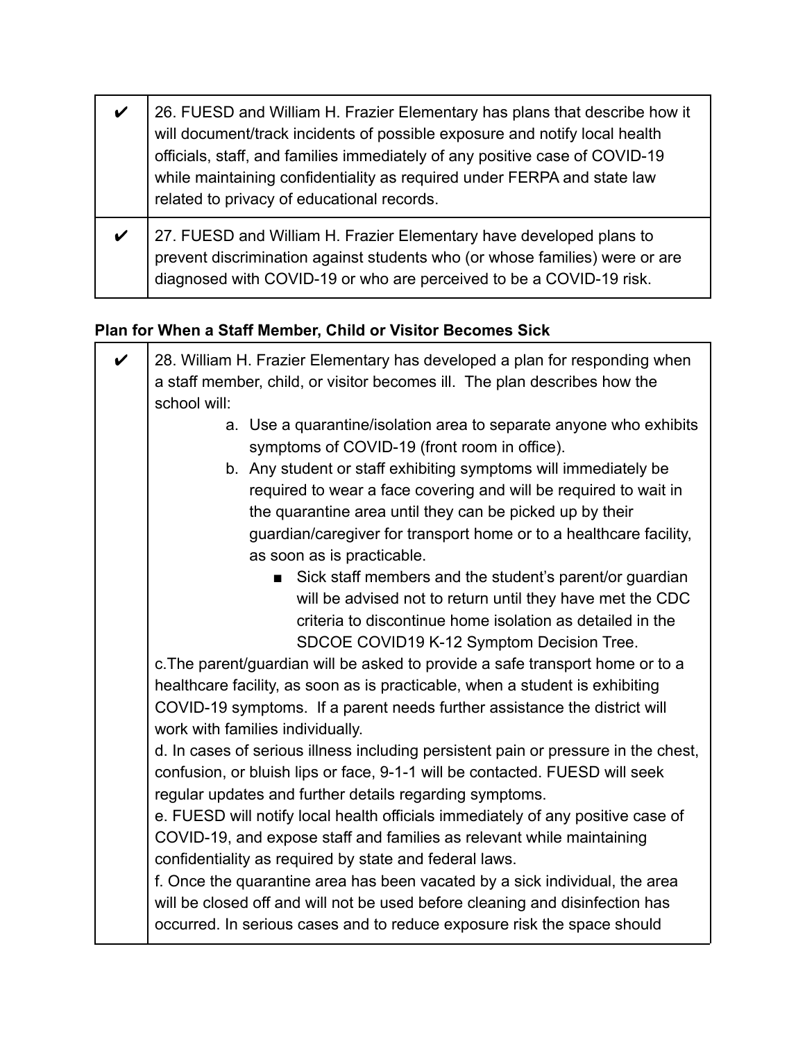| | |
|---|---|
| ✔ | 26. FUESD and William H. Frazier Elementary has plans that describe how it will document/track incidents of possible exposure and notify local health officials, staff, and families immediately of any positive case of COVID-19 while maintaining confidentiality as required under FERPA and state law related to privacy of educational records. |
| ✔ | 27. FUESD and William H. Frazier Elementary have developed plans to prevent discrimination against students who (or whose families) were or are diagnosed with COVID-19 or who are perceived to be a COVID-19 risk. |

**Plan for When a Staff Member, Child or Visitor Becomes Sick**

| | |
|---|---|
| ✔ | 28. William H. Frazier Elementary has developed a plan for responding when a staff member, child, or visitor becomes ill. The plan describes how the school will:<br>a. Use a quarantine/isolation area to separate anyone who exhibits symptoms of COVID-19 (front room in office).<br>b. Any student or staff exhibiting symptoms will immediately be required to wear a face covering and will be required to wait in the quarantine area until they can be picked up by their guardian/caregiver for transport home or to a healthcare facility, as soon as is practicable.<br>■ Sick staff members and the student's parent/or guardian will be advised not to return until they have met the CDC criteria to discontinue home isolation as detailed in the SDCOE COVID19 K-12 Symptom Decision Tree.<br>c.The parent/guardian will be asked to provide a safe transport home or to a healthcare facility, as soon as is practicable, when a student is exhibiting COVID-19 symptoms. If a parent needs further assistance the district will work with families individually.<br>d. In cases of serious illness including persistent pain or pressure in the chest, confusion, or bluish lips or face, 9-1-1 will be contacted. FUESD will seek regular updates and further details regarding symptoms.<br>e. FUESD will notify local health officials immediately of any positive case of COVID-19, and expose staff and families as relevant while maintaining confidentiality as required by state and federal laws.<br>f. Once the quarantine area has been vacated by a sick individual, the area will be closed off and will not be used before cleaning and disinfection has occurred. In serious cases and to reduce exposure risk the space should |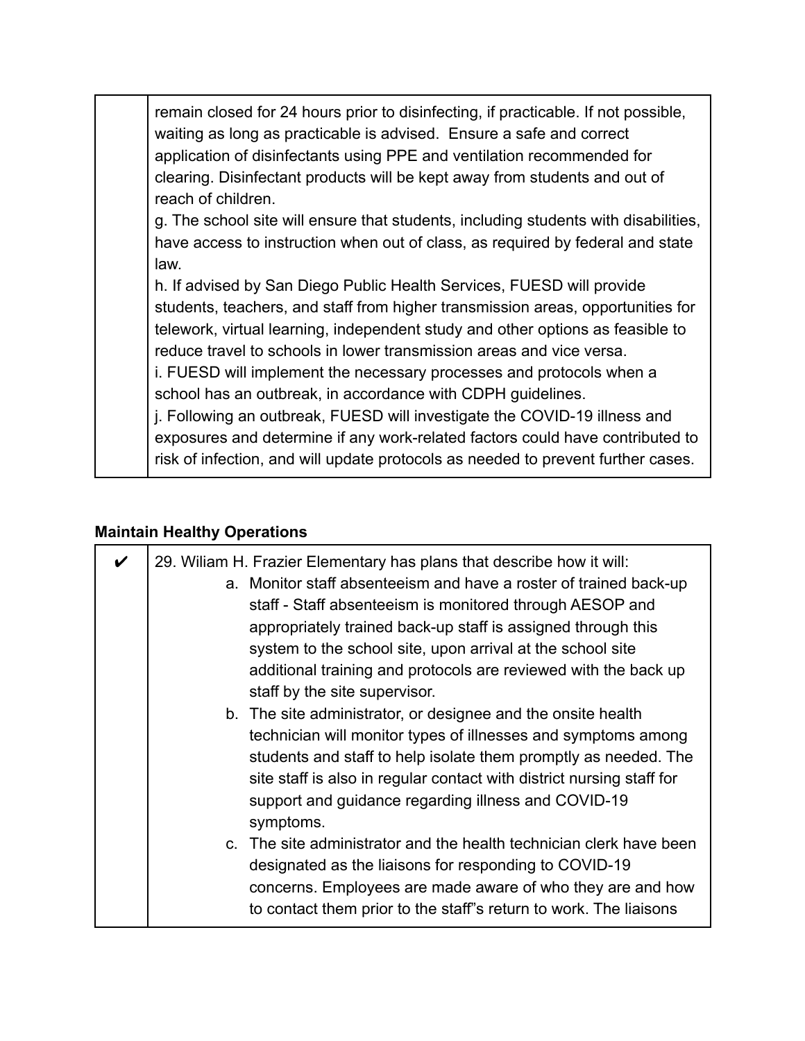| | |
|---|---|
| | remain closed for 24 hours prior to disinfecting, if practicable. If not possible, waiting as long as practicable is advised. Ensure a safe and correct application of disinfectants using PPE and ventilation recommended for clearing. Disinfectant products will be kept away from students and out of reach of children.<br>g. The school site will ensure that students, including students with disabilities, have access to instruction when out of class, as required by federal and state law.<br>h. If advised by San Diego Public Health Services, FUESD will provide students, teachers, and staff from higher transmission areas, opportunities for telework, virtual learning, independent study and other options as feasible to reduce travel to schools in lower transmission areas and vice versa.<br>i. FUESD will implement the necessary processes and protocols when a school has an outbreak, in accordance with CDPH guidelines.<br>j. Following an outbreak, FUESD will investigate the COVID-19 illness and exposures and determine if any work-related factors could have contributed to risk of infection, and will update protocols as needed to prevent further cases. |

**Maintain Healthy Operations**

| | |
|---|---|
| ✔ | 29. Wiliam H. Frazier Elementary has plans that describe how it will:<br>a. Monitor staff absenteeism and have a roster of trained back-up staff - Staff absenteeism is monitored through AESOP and appropriately trained back-up staff is assigned through this system to the school site, upon arrival at the school site additional training and protocols are reviewed with the back up staff by the site supervisor.<br>b. The site administrator, or designee and the onsite health technician will monitor types of illnesses and symptoms among students and staff to help isolate them promptly as needed. The site staff is also in regular contact with district nursing staff for support and guidance regarding illness and COVID-19 symptoms.<br>c. The site administrator and the health technician clerk have been designated as the liaisons for responding to COVID-19 concerns. Employees are made aware of who they are and how to contact them prior to the staff"s return to work. The liaisons |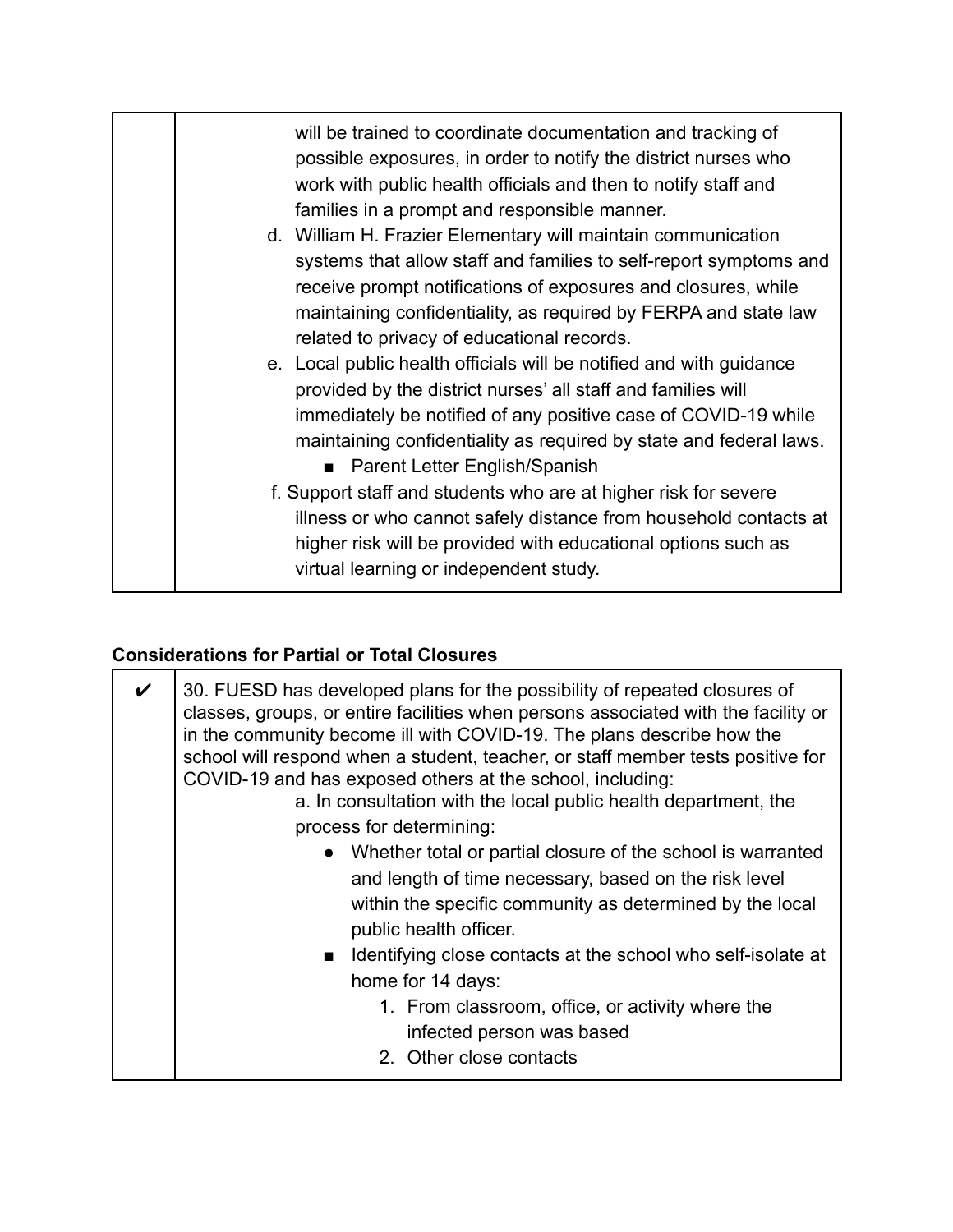| | |
|---|---|
| | will be trained to coordinate documentation and tracking of possible exposures, in order to notify the district nurses who work with public health officials and then to notify staff and families in a prompt and responsible manner.<br>d. William H. Frazier Elementary will maintain communication systems that allow staff and families to self-report symptoms and receive prompt notifications of exposures and closures, while maintaining confidentiality, as required by FERPA and state law related to privacy of educational records.<br>e. Local public health officials will be notified and with guidance provided by the district nurses' all staff and families will immediately be notified of any positive case of COVID-19 while maintaining confidentiality as required by state and federal laws.<br>■ Parent Letter English/Spanish<br>f. Support staff and students who are at higher risk for severe illness or who cannot safely distance from household contacts at higher risk will be provided with educational options such as virtual learning or independent study. |

**Considerations for Partial or Total Closures**

| | |
|---|---|
| ✔ | 30. FUESD has developed plans for the possibility of repeated closures of classes, groups, or entire facilities when persons associated with the facility or in the community become ill with COVID-19. The plans describe how the school will respond when a student, teacher, or staff member tests positive for COVID-19 and has exposed others at the school, including:<br>a. In consultation with the local public health department, the process for determining:<br>● Whether total or partial closure of the school is warranted and length of time necessary, based on the risk level within the specific community as determined by the local public health officer.<br>■ Identifying close contacts at the school who self-isolate at home for 14 days:<br>1. From classroom, office, or activity where the infected person was based<br>2. Other close contacts |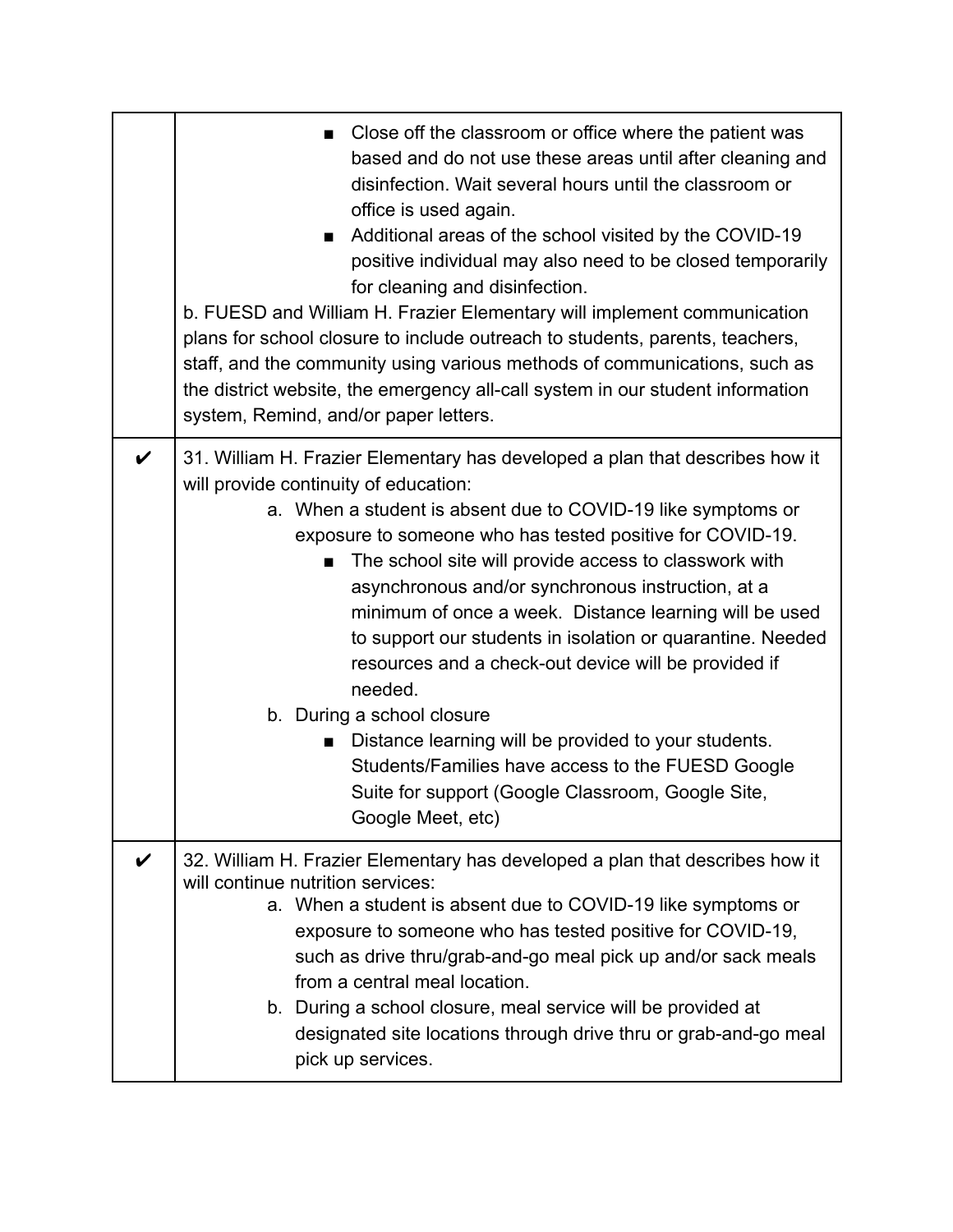| | |
|---|---|
| | ■ Close off the classroom or office where the patient was based and do not use these areas until after cleaning and disinfection. Wait several hours until the classroom or office is used again.<br>■ Additional areas of the school visited by the COVID-19 positive individual may also need to be closed temporarily for cleaning and disinfection.<br>b. FUESD and William H. Frazier Elementary will implement communication plans for school closure to include outreach to students, parents, teachers, staff, and the community using various methods of communications, such as the district website, the emergency all-call system in our student information system, Remind, and/or paper letters. |
| ✔ | 31. William H. Frazier Elementary has developed a plan that describes how it will provide continuity of education:<br>a. When a student is absent due to COVID-19 like symptoms or exposure to someone who has tested positive for COVID-19.<br>■ The school site will provide access to classwork with asynchronous and/or synchronous instruction, at a minimum of once a week. Distance learning will be used to support our students in isolation or quarantine. Needed resources and a check-out device will be provided if needed.<br>b. During a school closure<br>■ Distance learning will be provided to your students. Students/Families have access to the FUESD Google Suite for support (Google Classroom, Google Site, Google Meet, etc) |
| ✔ | 32. William H. Frazier Elementary has developed a plan that describes how it will continue nutrition services:<br>a. When a student is absent due to COVID-19 like symptoms or exposure to someone who has tested positive for COVID-19, such as drive thru/grab-and-go meal pick up and/or sack meals from a central meal location.<br>b. During a school closure, meal service will be provided at designated site locations through drive thru or grab-and-go meal pick up services. |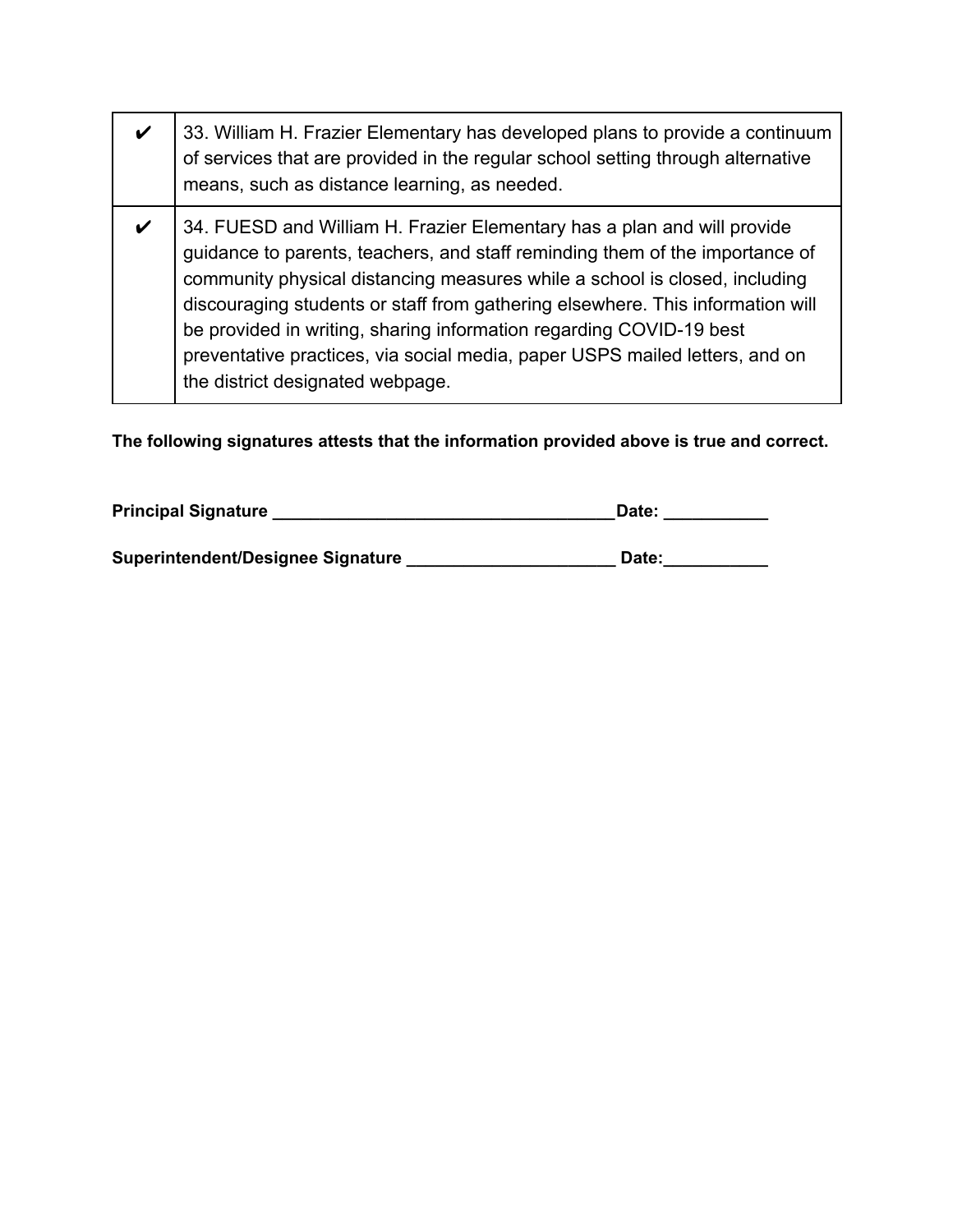| | |
|---|---|
| ✔ | 33. William H. Frazier Elementary has developed plans to provide a continuum of services that are provided in the regular school setting through alternative means, such as distance learning, as needed. |
| ✔ | 34. FUESD and William H. Frazier Elementary has a plan and will provide guidance to parents, teachers, and staff reminding them of the importance of community physical distancing measures while a school is closed, including discouraging students or staff from gathering elsewhere. This information will be provided in writing, sharing information regarding COVID-19 best preventative practices, via social media, paper USPS mailed letters, and on the district designated webpage. |

**The following signatures attests that the information provided above is true and correct.**

**Principal Signature ____________________________________Date: ___________**

**Superintendent/Designee Signature _____________________ Date:___________**